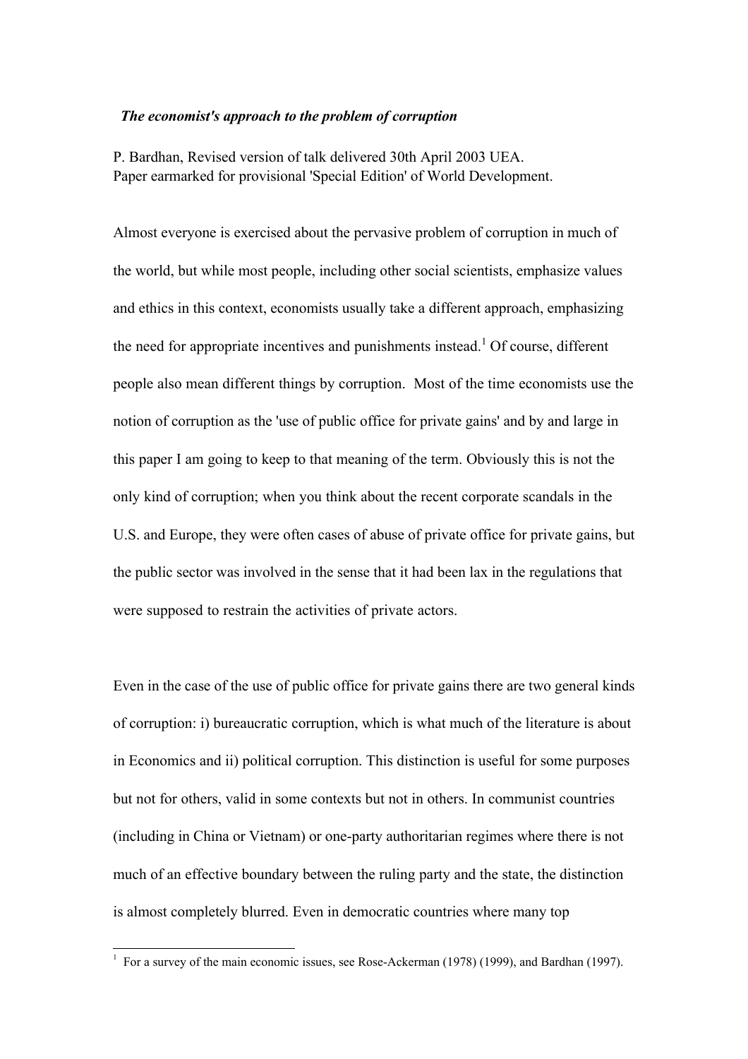***The economist's approach to the problem of corruption***

P. Bardhan, Revised version of talk delivered 30th April 2003 UEA.
Paper earmarked for provisional 'Special Edition' of World Development.

Almost everyone is exercised about the pervasive problem of corruption in much of the world, but while most people, including other social scientists, emphasize values and ethics in this context, economists usually take a different approach, emphasizing the need for appropriate incentives and punishments instead.[1] Of course, different people also mean different things by corruption. Most of the time economists use the notion of corruption as the 'use of public office for private gains' and by and large in this paper I am going to keep to that meaning of the term. Obviously this is not the only kind of corruption; when you think about the recent corporate scandals in the U.S. and Europe, they were often cases of abuse of private office for private gains, but the public sector was involved in the sense that it had been lax in the regulations that were supposed to restrain the activities of private actors.

Even in the case of the use of public office for private gains there are two general kinds of corruption: i) bureaucratic corruption, which is what much of the literature is about in Economics and ii) political corruption. This distinction is useful for some purposes but not for others, valid in some contexts but not in others. In communist countries (including in China or Vietnam) or one-party authoritarian regimes where there is not much of an effective boundary between the ruling party and the state, the distinction is almost completely blurred. Even in democratic countries where many top

[1] For a survey of the main economic issues, see Rose-Ackerman (1978) (1999), and Bardhan (1997).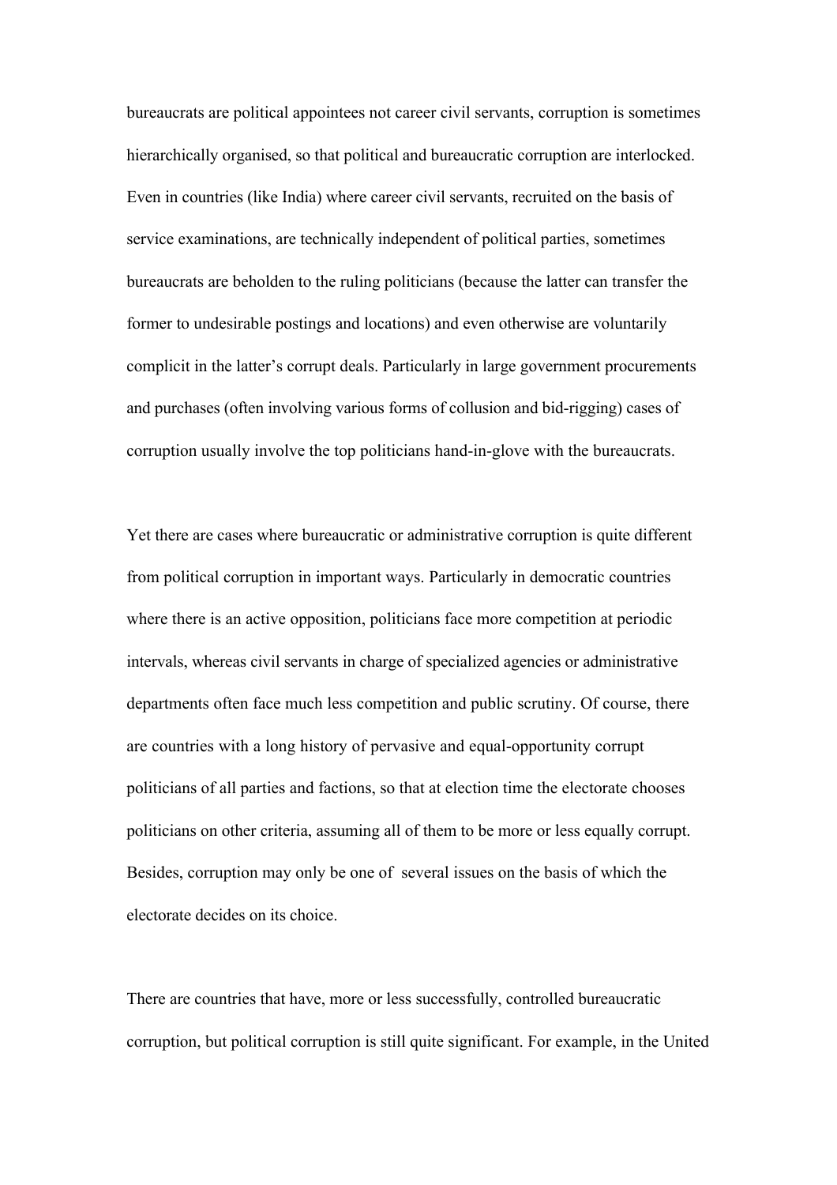bureaucrats are political appointees not career civil servants, corruption is sometimes hierarchically organised, so that political and bureaucratic corruption are interlocked. Even in countries (like India) where career civil servants, recruited on the basis of service examinations, are technically independent of political parties, sometimes bureaucrats are beholden to the ruling politicians (because the latter can transfer the former to undesirable postings and locations) and even otherwise are voluntarily complicit in the latter's corrupt deals. Particularly in large government procurements and purchases (often involving various forms of collusion and bid-rigging) cases of corruption usually involve the top politicians hand-in-glove with the bureaucrats.

Yet there are cases where bureaucratic or administrative corruption is quite different from political corruption in important ways. Particularly in democratic countries where there is an active opposition, politicians face more competition at periodic intervals, whereas civil servants in charge of specialized agencies or administrative departments often face much less competition and public scrutiny. Of course, there are countries with a long history of pervasive and equal-opportunity corrupt politicians of all parties and factions, so that at election time the electorate chooses politicians on other criteria, assuming all of them to be more or less equally corrupt. Besides, corruption may only be one of several issues on the basis of which the electorate decides on its choice.

There are countries that have, more or less successfully, controlled bureaucratic corruption, but political corruption is still quite significant. For example, in the United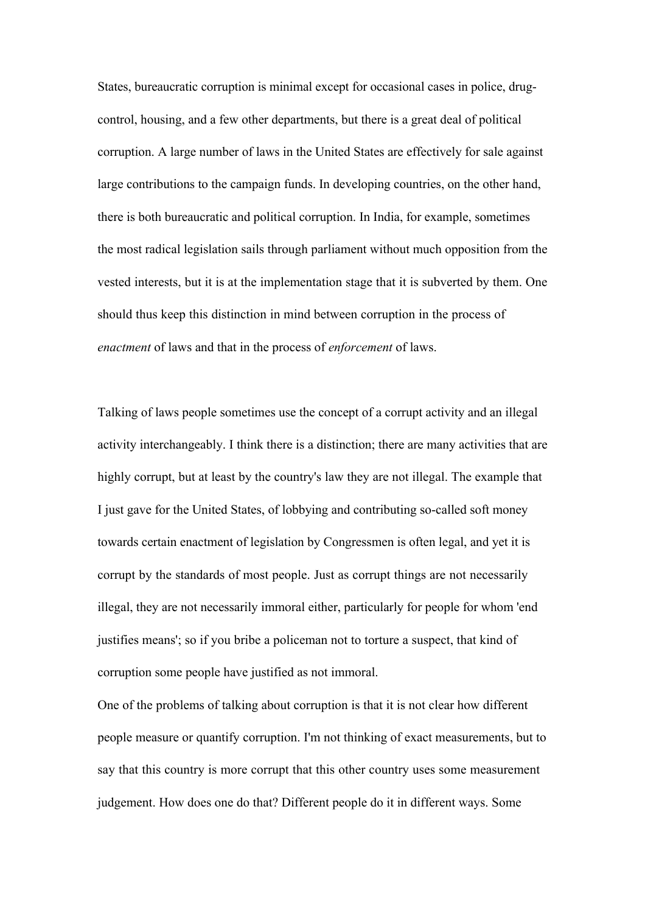States, bureaucratic corruption is minimal except for occasional cases in police, drug-control, housing, and a few other departments, but there is a great deal of political corruption. A large number of laws in the United States are effectively for sale against large contributions to the campaign funds. In developing countries, on the other hand, there is both bureaucratic and political corruption. In India, for example, sometimes the most radical legislation sails through parliament without much opposition from the vested interests, but it is at the implementation stage that it is subverted by them. One should thus keep this distinction in mind between corruption in the process of *enactment* of laws and that in the process of *enforcement* of laws.

Talking of laws people sometimes use the concept of a corrupt activity and an illegal activity interchangeably. I think there is a distinction; there are many activities that are highly corrupt, but at least by the country's law they are not illegal. The example that I just gave for the United States, of lobbying and contributing so-called soft money towards certain enactment of legislation by Congressmen is often legal, and yet it is corrupt by the standards of most people. Just as corrupt things are not necessarily illegal, they are not necessarily immoral either, particularly for people for whom 'end justifies means'; so if you bribe a policeman not to torture a suspect, that kind of corruption some people have justified as not immoral.

One of the problems of talking about corruption is that it is not clear how different people measure or quantify corruption. I'm not thinking of exact measurements, but to say that this country is more corrupt that this other country uses some measurement judgement. How does one do that? Different people do it in different ways. Some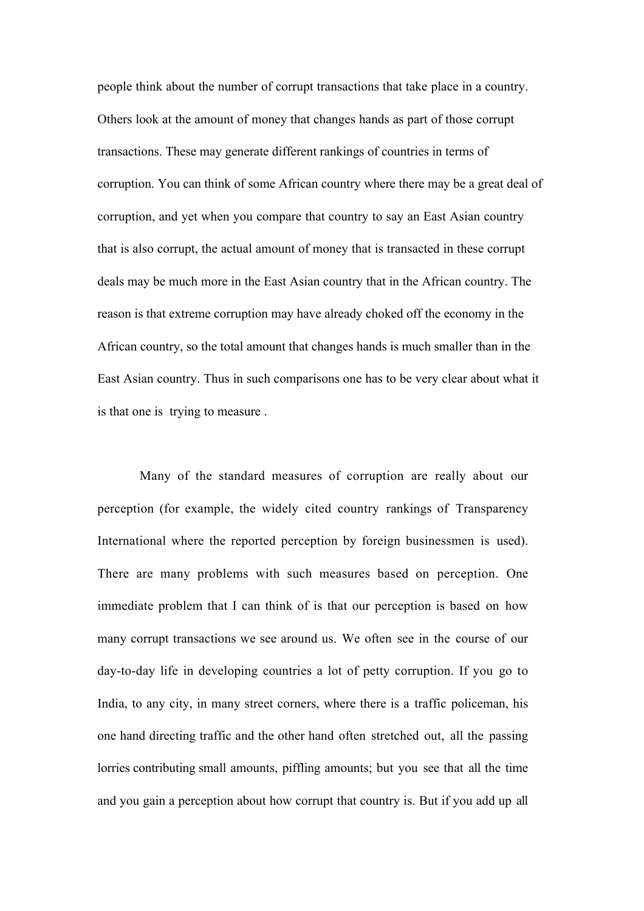people think about the number of corrupt transactions that take place in a country. Others look at the amount of money that changes hands as part of those corrupt transactions. These may generate different rankings of countries in terms of corruption. You can think of some African country where there may be a great deal of corruption, and yet when you compare that country to say an East Asian country that is also corrupt, the actual amount of money that is transacted in these corrupt deals may be much more in the East Asian country that in the African country. The reason is that extreme corruption may have already choked off the economy in the African country, so the total amount that changes hands is much smaller than in the East Asian country. Thus in such comparisons one has to be very clear about what it is that one is trying to measure .

Many of the standard measures of corruption are really about our perception (for example, the widely cited country rankings of Transparency International where the reported perception by foreign businessmen is used). There are many problems with such measures based on perception. One immediate problem that I can think of is that our perception is based on how many corrupt transactions we see around us. We often see in the course of our day-to-day life in developing countries a lot of petty corruption. If you go to India, to any city, in many street corners, where there is a traffic policeman, his one hand directing traffic and the other hand often stretched out, all the passing lorries contributing small amounts, piffling amounts; but you see that all the time and you gain a perception about how corrupt that country is. But if you add up all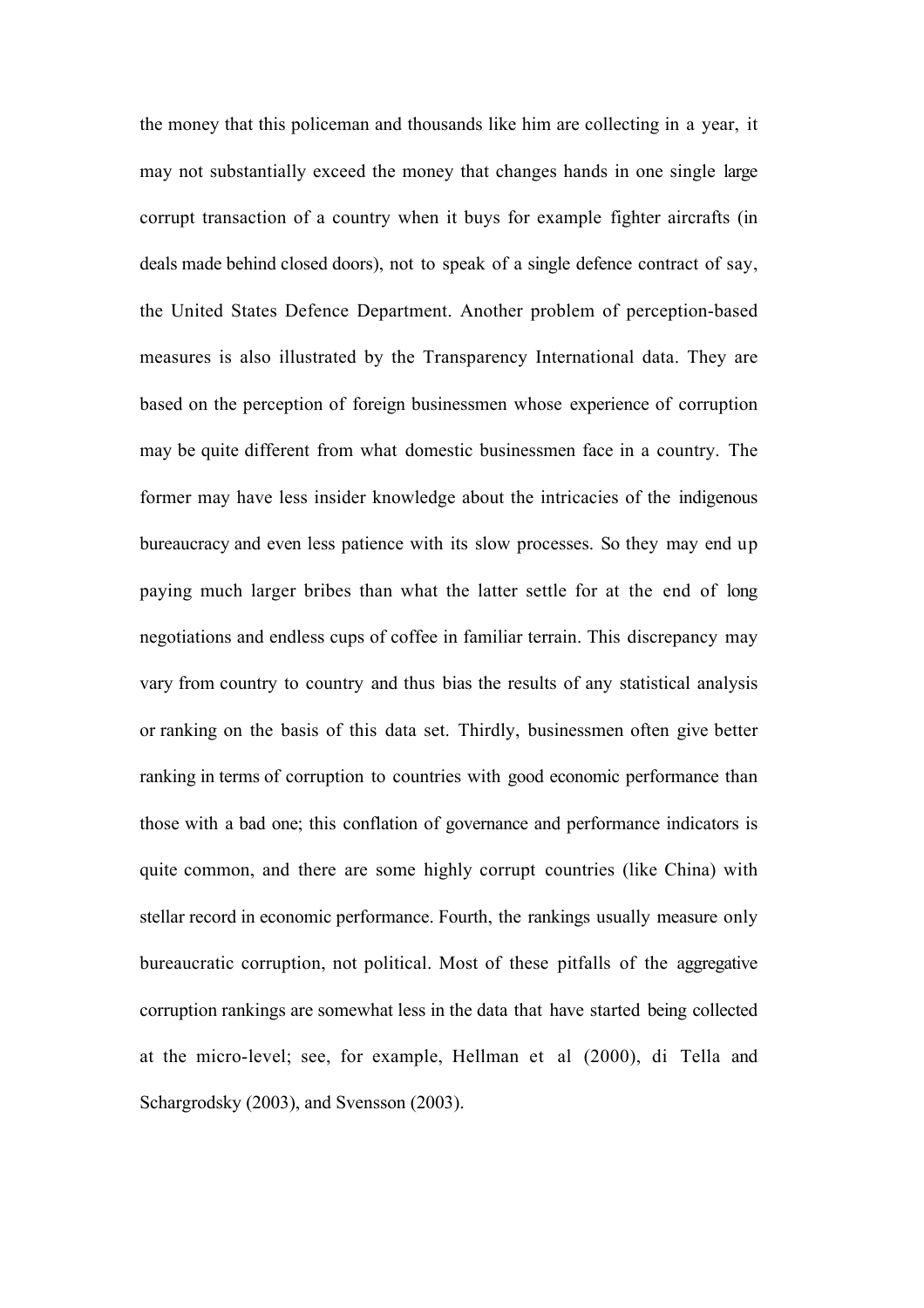the money that this policeman and thousands like him are collecting in a year, it may not substantially exceed the money that changes hands in one single large corrupt transaction of a country when it buys for example fighter aircrafts (in deals made behind closed doors), not to speak of a single defence contract of say, the United States Defence Department. Another problem of perception-based measures is also illustrated by the Transparency International data. They are based on the perception of foreign businessmen whose experience of corruption may be quite different from what domestic businessmen face in a country. The former may have less insider knowledge about the intricacies of the indigenous bureaucracy and even less patience with its slow processes. So they may end up paying much larger bribes than what the latter settle for at the end of long negotiations and endless cups of coffee in familiar terrain. This discrepancy may vary from country to country and thus bias the results of any statistical analysis or ranking on the basis of this data set. Thirdly, businessmen often give better ranking in terms of corruption to countries with good economic performance than those with a bad one; this conflation of governance and performance indicators is quite common, and there are some highly corrupt countries (like China) with stellar record in economic performance. Fourth, the rankings usually measure only bureaucratic corruption, not political. Most of these pitfalls of the aggregative corruption rankings are somewhat less in the data that have started being collected at the micro-level; see, for example, Hellman et al (2000), di Tella and Schargrodsky (2003), and Svensson (2003).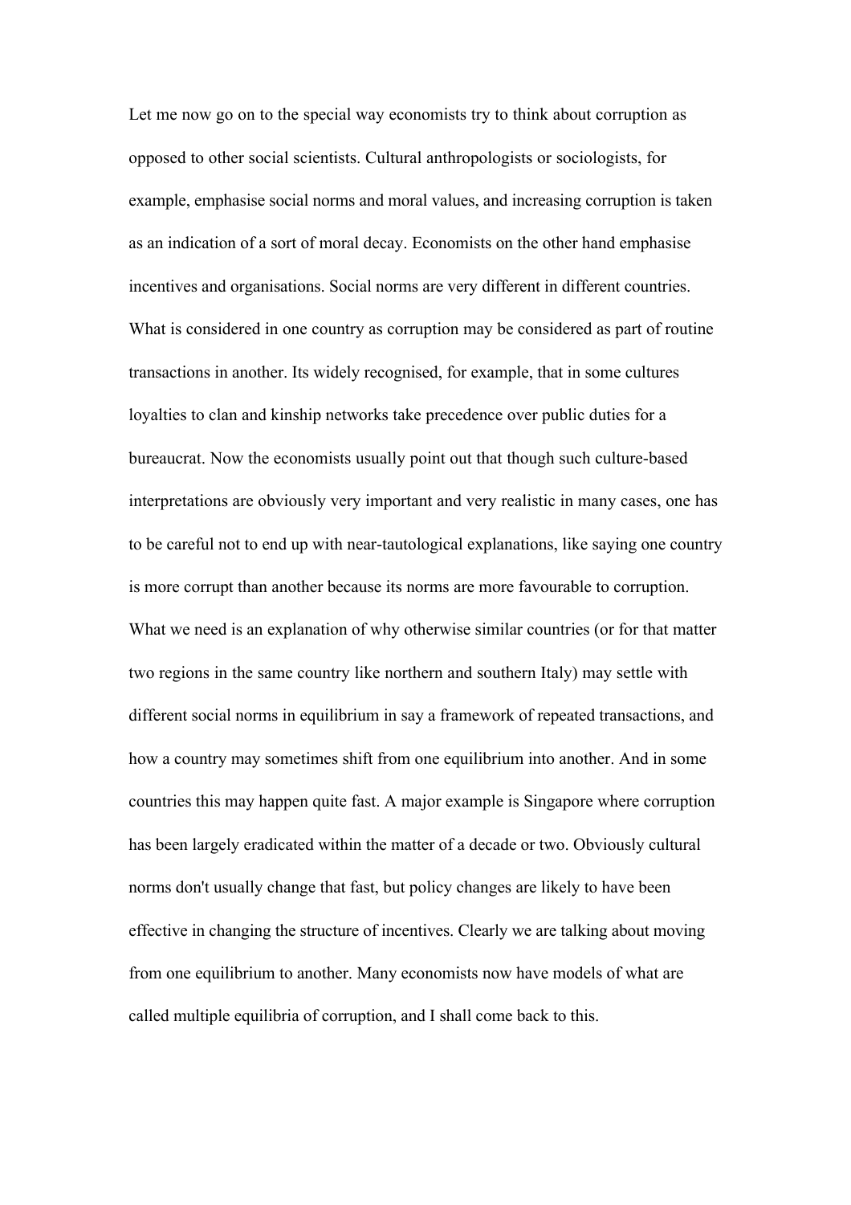Let me now go on to the special way economists try to think about corruption as opposed to other social scientists. Cultural anthropologists or sociologists, for example, emphasise social norms and moral values, and increasing corruption is taken as an indication of a sort of moral decay. Economists on the other hand emphasise incentives and organisations. Social norms are very different in different countries. What is considered in one country as corruption may be considered as part of routine transactions in another. Its widely recognised, for example, that in some cultures loyalties to clan and kinship networks take precedence over public duties for a bureaucrat. Now the economists usually point out that though such culture-based interpretations are obviously very important and very realistic in many cases, one has to be careful not to end up with near-tautological explanations, like saying one country is more corrupt than another because its norms are more favourable to corruption. What we need is an explanation of why otherwise similar countries (or for that matter two regions in the same country like northern and southern Italy) may settle with different social norms in equilibrium in say a framework of repeated transactions, and how a country may sometimes shift from one equilibrium into another. And in some countries this may happen quite fast. A major example is Singapore where corruption has been largely eradicated within the matter of a decade or two. Obviously cultural norms don't usually change that fast, but policy changes are likely to have been effective in changing the structure of incentives. Clearly we are talking about moving from one equilibrium to another. Many economists now have models of what are called multiple equilibria of corruption, and I shall come back to this.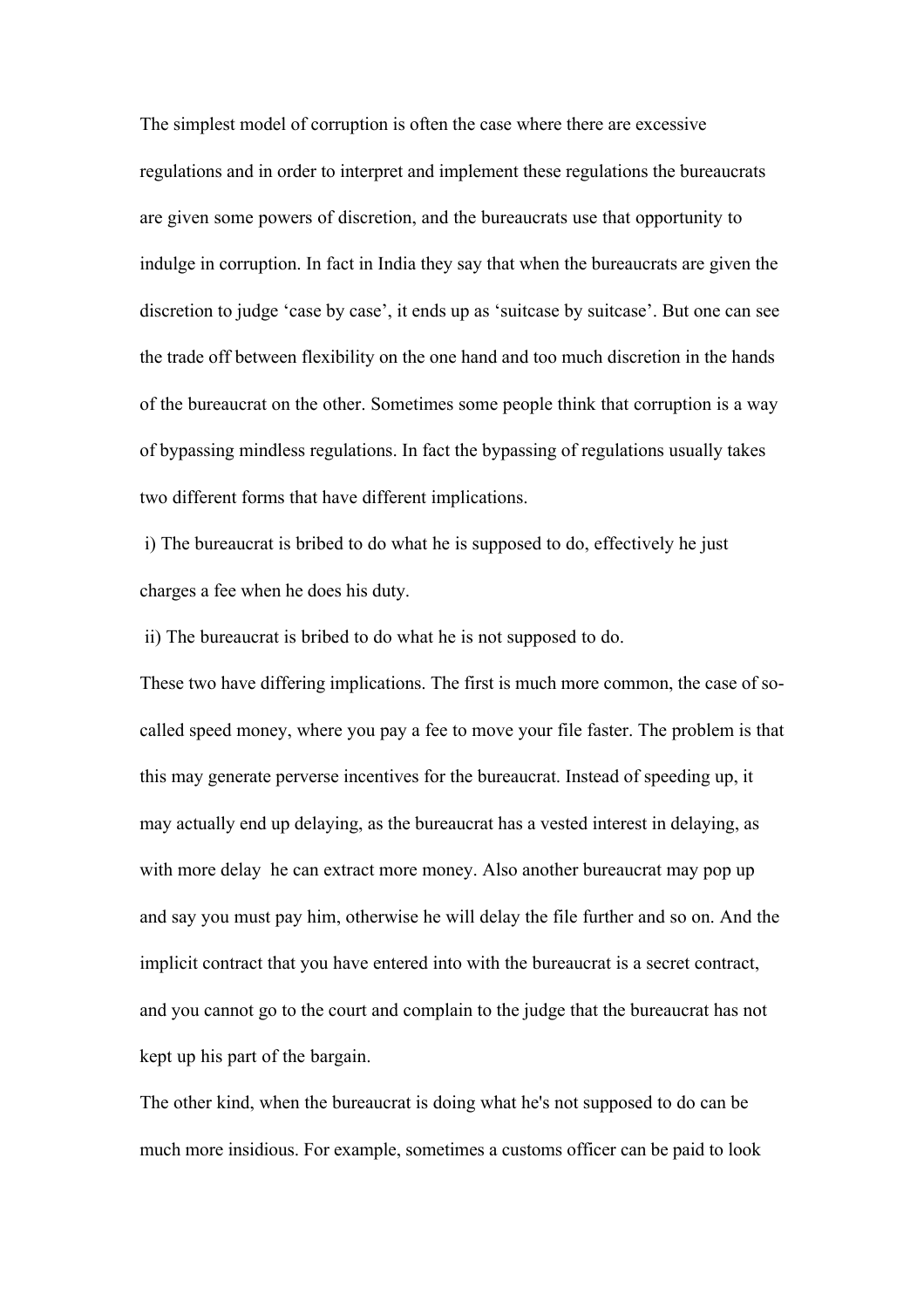The simplest model of corruption is often the case where there are excessive regulations and in order to interpret and implement these regulations the bureaucrats are given some powers of discretion, and the bureaucrats use that opportunity to indulge in corruption. In fact in India they say that when the bureaucrats are given the discretion to judge 'case by case', it ends up as 'suitcase by suitcase'. But one can see the trade off between flexibility on the one hand and too much discretion in the hands of the bureaucrat on the other. Sometimes some people think that corruption is a way of bypassing mindless regulations. In fact the bypassing of regulations usually takes two different forms that have different implications.

i) The bureaucrat is bribed to do what he is supposed to do, effectively he just charges a fee when he does his duty.

ii) The bureaucrat is bribed to do what he is not supposed to do.

These two have differing implications. The first is much more common, the case of so-called speed money, where you pay a fee to move your file faster. The problem is that this may generate perverse incentives for the bureaucrat. Instead of speeding up, it may actually end up delaying, as the bureaucrat has a vested interest in delaying, as with more delay he can extract more money. Also another bureaucrat may pop up and say you must pay him, otherwise he will delay the file further and so on. And the implicit contract that you have entered into with the bureaucrat is a secret contract, and you cannot go to the court and complain to the judge that the bureaucrat has not kept up his part of the bargain.

The other kind, when the bureaucrat is doing what he's not supposed to do can be much more insidious. For example, sometimes a customs officer can be paid to look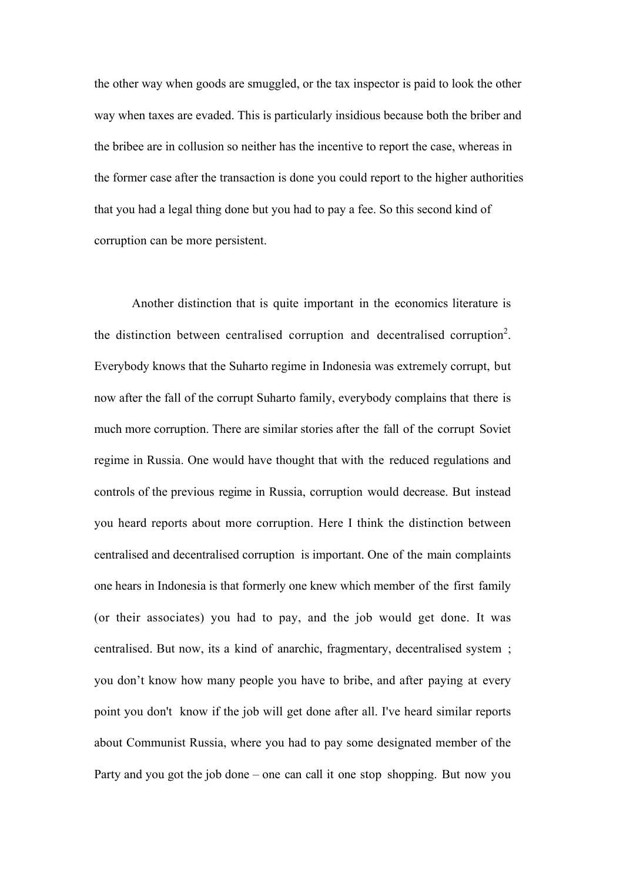the other way when goods are smuggled, or the tax inspector is paid to look the other way when taxes are evaded. This is particularly insidious because both the briber and the bribee are in collusion so neither has the incentive to report the case, whereas in the former case after the transaction is done you could report to the higher authorities that you had a legal thing done but you had to pay a fee. So this second kind of corruption can be more persistent.

Another distinction that is quite important in the economics literature is the distinction between centralised corruption and decentralised corruption[2]. Everybody knows that the Suharto regime in Indonesia was extremely corrupt, but now after the fall of the corrupt Suharto family, everybody complains that there is much more corruption. There are similar stories after the fall of the corrupt Soviet regime in Russia. One would have thought that with the reduced regulations and controls of the previous regime in Russia, corruption would decrease. But instead you heard reports about more corruption. Here I think the distinction between centralised and decentralised corruption is important. One of the main complaints one hears in Indonesia is that formerly one knew which member of the first family (or their associates) you had to pay, and the job would get done. It was centralised. But now, its a kind of anarchic, fragmentary, decentralised system ; you don’t know how many people you have to bribe, and after paying at every point you don't know if the job will get done after all. I've heard similar reports about Communist Russia, where you had to pay some designated member of the Party and you got the job done – one can call it one stop shopping. But now you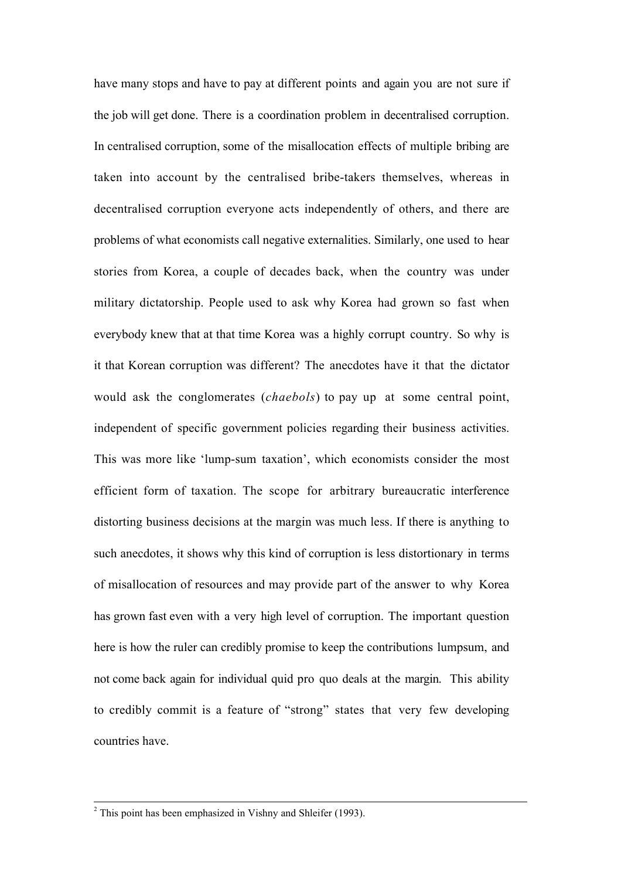have many stops and have to pay at different points and again you are not sure if the job will get done. There is a coordination problem in decentralised corruption. In centralised corruption, some of the misallocation effects of multiple bribing are taken into account by the centralised bribe-takers themselves, whereas in decentralised corruption everyone acts independently of others, and there are problems of what economists call negative externalities. Similarly, one used to hear stories from Korea, a couple of decades back, when the country was under military dictatorship. People used to ask why Korea had grown so fast when everybody knew that at that time Korea was a highly corrupt country. So why is it that Korean corruption was different? The anecdotes have it that the dictator would ask the conglomerates (*chaebols*) to pay up at some central point, independent of specific government policies regarding their business activities. This was more like 'lump-sum taxation', which economists consider the most efficient form of taxation. The scope for arbitrary bureaucratic interference distorting business decisions at the margin was much less. If there is anything to such anecdotes, it shows why this kind of corruption is less distortionary in terms of misallocation of resources and may provide part of the answer to why Korea has grown fast even with a very high level of corruption. The important question here is how the ruler can credibly promise to keep the contributions lumpsum, and not come back again for individual quid pro quo deals at the margin. This ability to credibly commit is a feature of "strong" states that very few developing countries have.

[2] This point has been emphasized in Vishny and Shleifer (1993).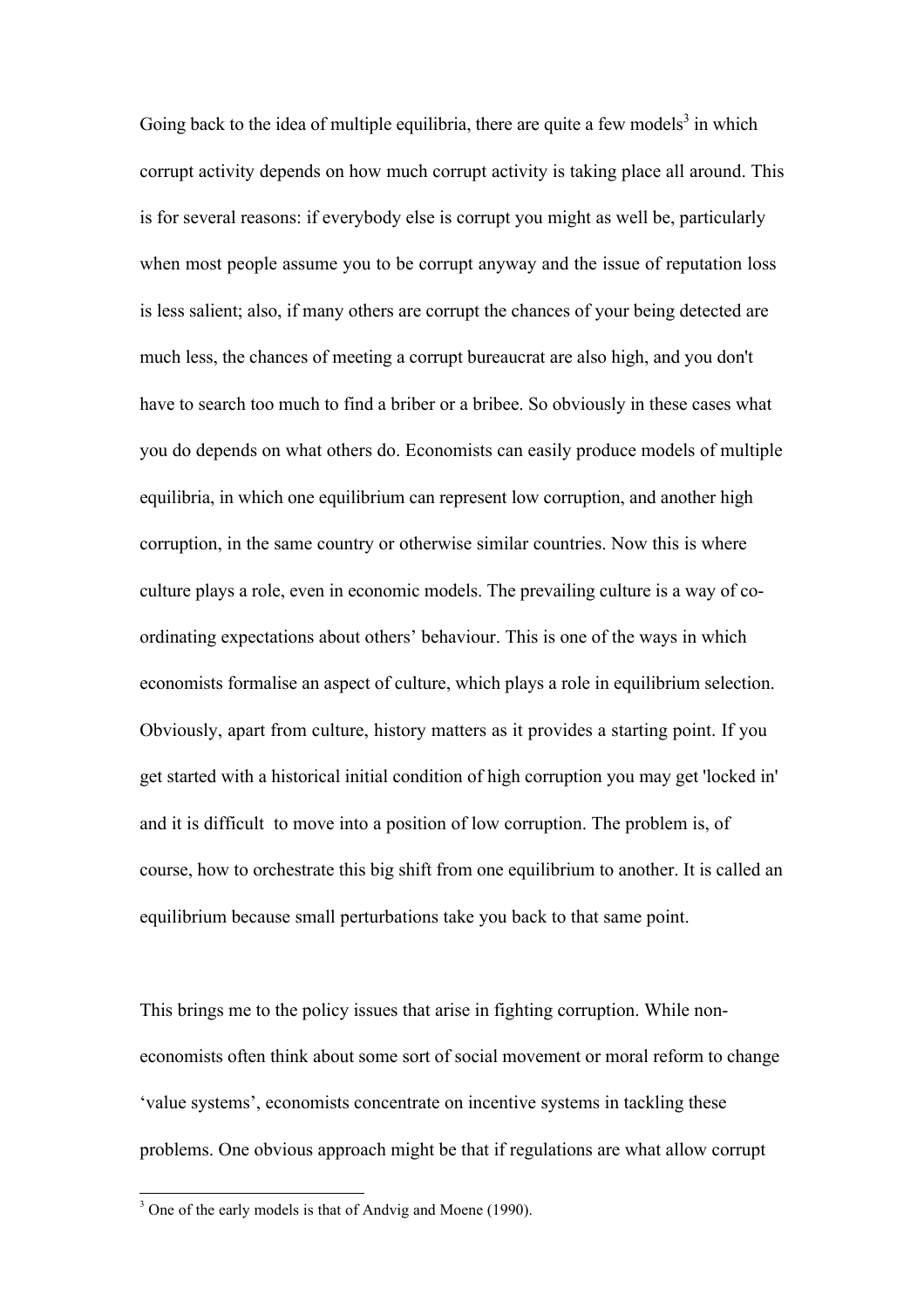Going back to the idea of multiple equilibria, there are quite a few models[3] in which corrupt activity depends on how much corrupt activity is taking place all around. This is for several reasons: if everybody else is corrupt you might as well be, particularly when most people assume you to be corrupt anyway and the issue of reputation loss is less salient; also, if many others are corrupt the chances of your being detected are much less, the chances of meeting a corrupt bureaucrat are also high, and you don't have to search too much to find a briber or a bribee. So obviously in these cases what you do depends on what others do. Economists can easily produce models of multiple equilibria, in which one equilibrium can represent low corruption, and another high corruption, in the same country or otherwise similar countries. Now this is where culture plays a role, even in economic models. The prevailing culture is a way of co-ordinating expectations about others' behaviour. This is one of the ways in which economists formalise an aspect of culture, which plays a role in equilibrium selection. Obviously, apart from culture, history matters as it provides a starting point. If you get started with a historical initial condition of high corruption you may get 'locked in' and it is difficult to move into a position of low corruption. The problem is, of course, how to orchestrate this big shift from one equilibrium to another. It is called an equilibrium because small perturbations take you back to that same point.

This brings me to the policy issues that arise in fighting corruption. While non-economists often think about some sort of social movement or moral reform to change 'value systems', economists concentrate on incentive systems in tackling these problems. One obvious approach might be that if regulations are what allow corrupt

[3] One of the early models is that of Andvig and Moene (1990).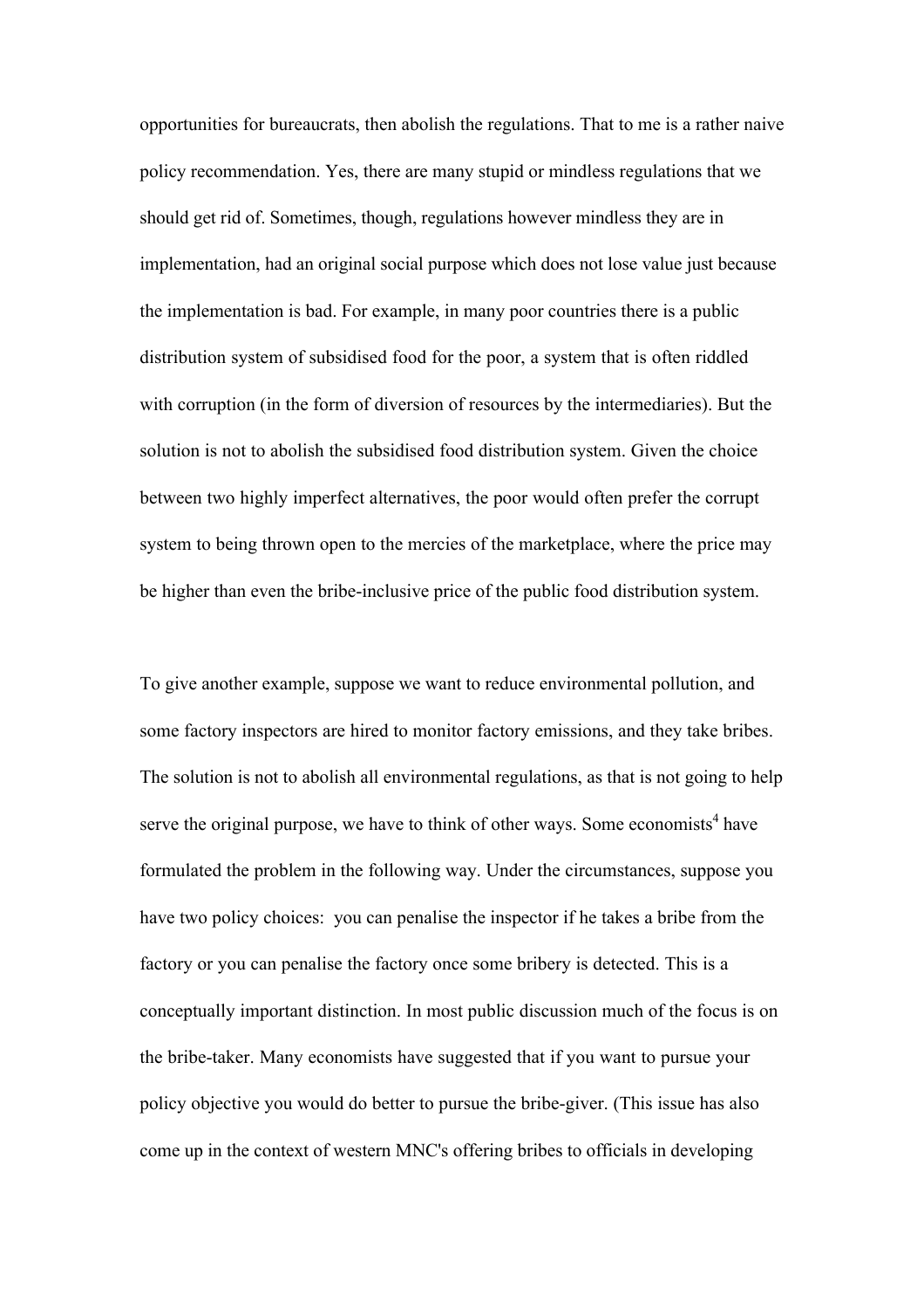opportunities for bureaucrats, then abolish the regulations. That to me is a rather naive policy recommendation. Yes, there are many stupid or mindless regulations that we should get rid of. Sometimes, though, regulations however mindless they are in implementation, had an original social purpose which does not lose value just because the implementation is bad. For example, in many poor countries there is a public distribution system of subsidised food for the poor, a system that is often riddled with corruption (in the form of diversion of resources by the intermediaries). But the solution is not to abolish the subsidised food distribution system. Given the choice between two highly imperfect alternatives, the poor would often prefer the corrupt system to being thrown open to the mercies of the marketplace, where the price may be higher than even the bribe-inclusive price of the public food distribution system.

To give another example, suppose we want to reduce environmental pollution, and some factory inspectors are hired to monitor factory emissions, and they take bribes. The solution is not to abolish all environmental regulations, as that is not going to help serve the original purpose, we have to think of other ways. Some economists[4] have formulated the problem in the following way. Under the circumstances, suppose you have two policy choices: you can penalise the inspector if he takes a bribe from the factory or you can penalise the factory once some bribery is detected. This is a conceptually important distinction. In most public discussion much of the focus is on the bribe-taker. Many economists have suggested that if you want to pursue your policy objective you would do better to pursue the bribe-giver. (This issue has also come up in the context of western MNC's offering bribes to officials in developing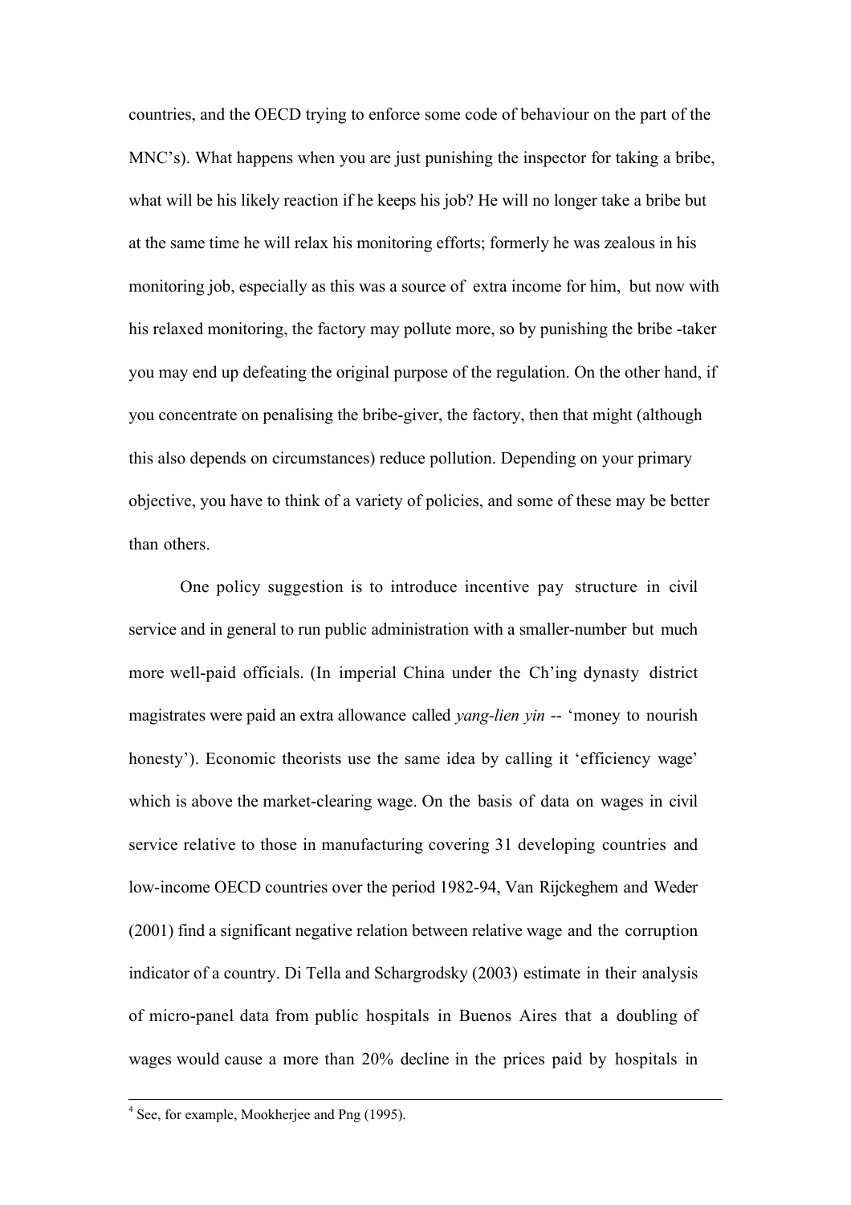countries, and the OECD trying to enforce some code of behaviour on the part of the MNC's). What happens when you are just punishing the inspector for taking a bribe, what will be his likely reaction if he keeps his job? He will no longer take a bribe but at the same time he will relax his monitoring efforts; formerly he was zealous in his monitoring job, especially as this was a source of extra income for him, but now with his relaxed monitoring, the factory may pollute more, so by punishing the bribe -taker you may end up defeating the original purpose of the regulation. On the other hand, if you concentrate on penalising the bribe-giver, the factory, then that might (although this also depends on circumstances) reduce pollution. Depending on your primary objective, you have to think of a variety of policies, and some of these may be better than others.

One policy suggestion is to introduce incentive pay structure in civil service and in general to run public administration with a smaller-number but much more well-paid officials. (In imperial China under the Ch'ing dynasty district magistrates were paid an extra allowance called *yang-lien yin* -- 'money to nourish honesty'). Economic theorists use the same idea by calling it 'efficiency wage' which is above the market-clearing wage. On the basis of data on wages in civil service relative to those in manufacturing covering 31 developing countries and low-income OECD countries over the period 1982-94, Van Rijckeghem and Weder (2001) find a significant negative relation between relative wage and the corruption indicator of a country. Di Tella and Schargrodsky (2003) estimate in their analysis of micro-panel data from public hospitals in Buenos Aires that a doubling of wages would cause a more than 20% decline in the prices paid by hospitals in

---

[4] See, for example, Mookherjee and Png (1995).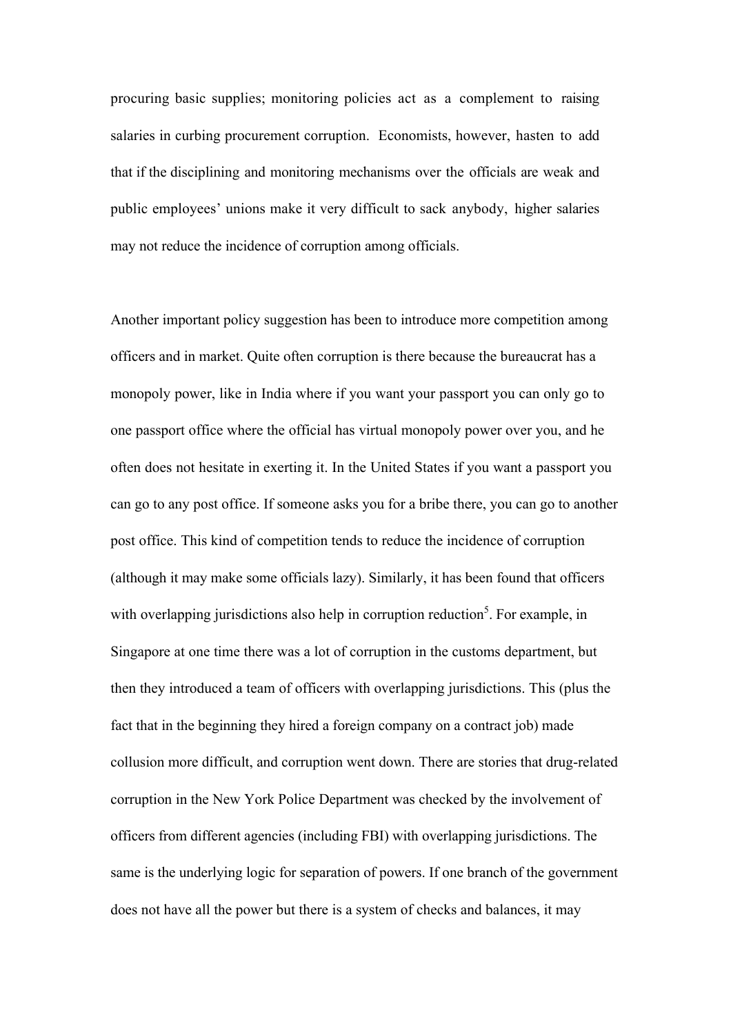procuring basic supplies; monitoring policies act as a complement to raising salaries in curbing procurement corruption. Economists, however, hasten to add that if the disciplining and monitoring mechanisms over the officials are weak and public employees' unions make it very difficult to sack anybody, higher salaries may not reduce the incidence of corruption among officials.

Another important policy suggestion has been to introduce more competition among officers and in market. Quite often corruption is there because the bureaucrat has a monopoly power, like in India where if you want your passport you can only go to one passport office where the official has virtual monopoly power over you, and he often does not hesitate in exerting it. In the United States if you want a passport you can go to any post office. If someone asks you for a bribe there, you can go to another post office. This kind of competition tends to reduce the incidence of corruption (although it may make some officials lazy). Similarly, it has been found that officers with overlapping jurisdictions also help in corruption reduction[5]. For example, in Singapore at one time there was a lot of corruption in the customs department, but then they introduced a team of officers with overlapping jurisdictions. This (plus the fact that in the beginning they hired a foreign company on a contract job) made collusion more difficult, and corruption went down. There are stories that drug-related corruption in the New York Police Department was checked by the involvement of officers from different agencies (including FBI) with overlapping jurisdictions. The same is the underlying logic for separation of powers. If one branch of the government does not have all the power but there is a system of checks and balances, it may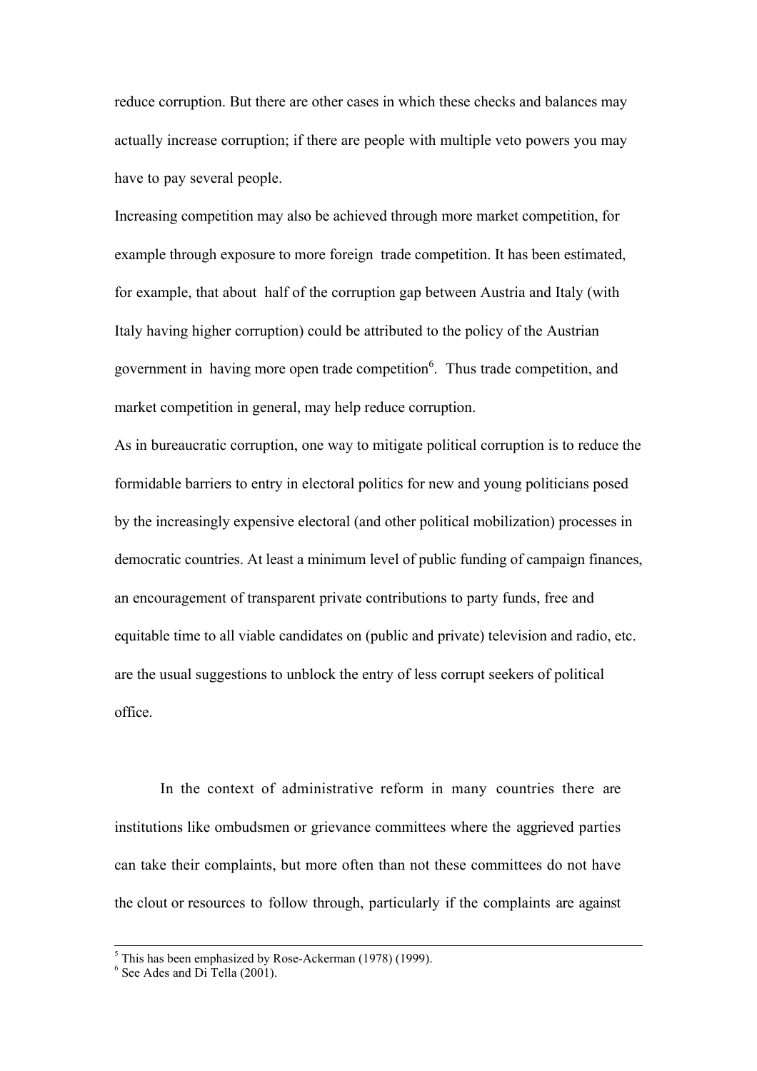reduce corruption. But there are other cases in which these checks and balances may actually increase corruption; if there are people with multiple veto powers you may have to pay several people.

Increasing competition may also be achieved through more market competition, for example through exposure to more foreign trade competition. It has been estimated, for example, that about half of the corruption gap between Austria and Italy (with Italy having higher corruption) could be attributed to the policy of the Austrian government in having more open trade competition[6]. Thus trade competition, and market competition in general, may help reduce corruption.

As in bureaucratic corruption, one way to mitigate political corruption is to reduce the formidable barriers to entry in electoral politics for new and young politicians posed by the increasingly expensive electoral (and other political mobilization) processes in democratic countries. At least a minimum level of public funding of campaign finances, an encouragement of transparent private contributions to party funds, free and equitable time to all viable candidates on (public and private) television and radio, etc. are the usual suggestions to unblock the entry of less corrupt seekers of political office.

In the context of administrative reform in many countries there are institutions like ombudsmen or grievance committees where the aggrieved parties can take their complaints, but more often than not these committees do not have the clout or resources to follow through, particularly if the complaints are against

---

[5] This has been emphasized by Rose-Ackerman (1978) (1999).

[6] See Ades and Di Tella (2001).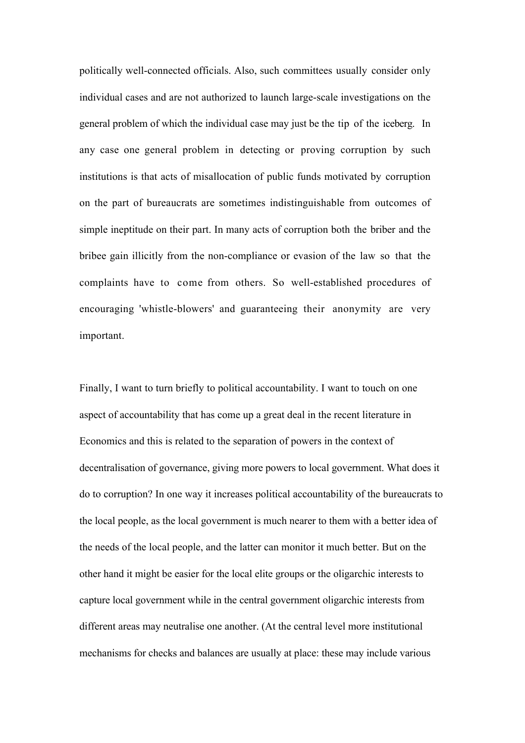politically well-connected officials. Also, such committees usually consider only individual cases and are not authorized to launch large-scale investigations on the general problem of which the individual case may just be the tip of the iceberg. In any case one general problem in detecting or proving corruption by such institutions is that acts of misallocation of public funds motivated by corruption on the part of bureaucrats are sometimes indistinguishable from outcomes of simple ineptitude on their part. In many acts of corruption both the briber and the bribee gain illicitly from the non-compliance or evasion of the law so that the complaints have to come from others. So well-established procedures of encouraging 'whistle-blowers' and guaranteeing their anonymity are very important.

Finally, I want to turn briefly to political accountability. I want to touch on one aspect of accountability that has come up a great deal in the recent literature in Economics and this is related to the separation of powers in the context of decentralisation of governance, giving more powers to local government. What does it do to corruption? In one way it increases political accountability of the bureaucrats to the local people, as the local government is much nearer to them with a better idea of the needs of the local people, and the latter can monitor it much better. But on the other hand it might be easier for the local elite groups or the oligarchic interests to capture local government while in the central government oligarchic interests from different areas may neutralise one another. (At the central level more institutional mechanisms for checks and balances are usually at place: these may include various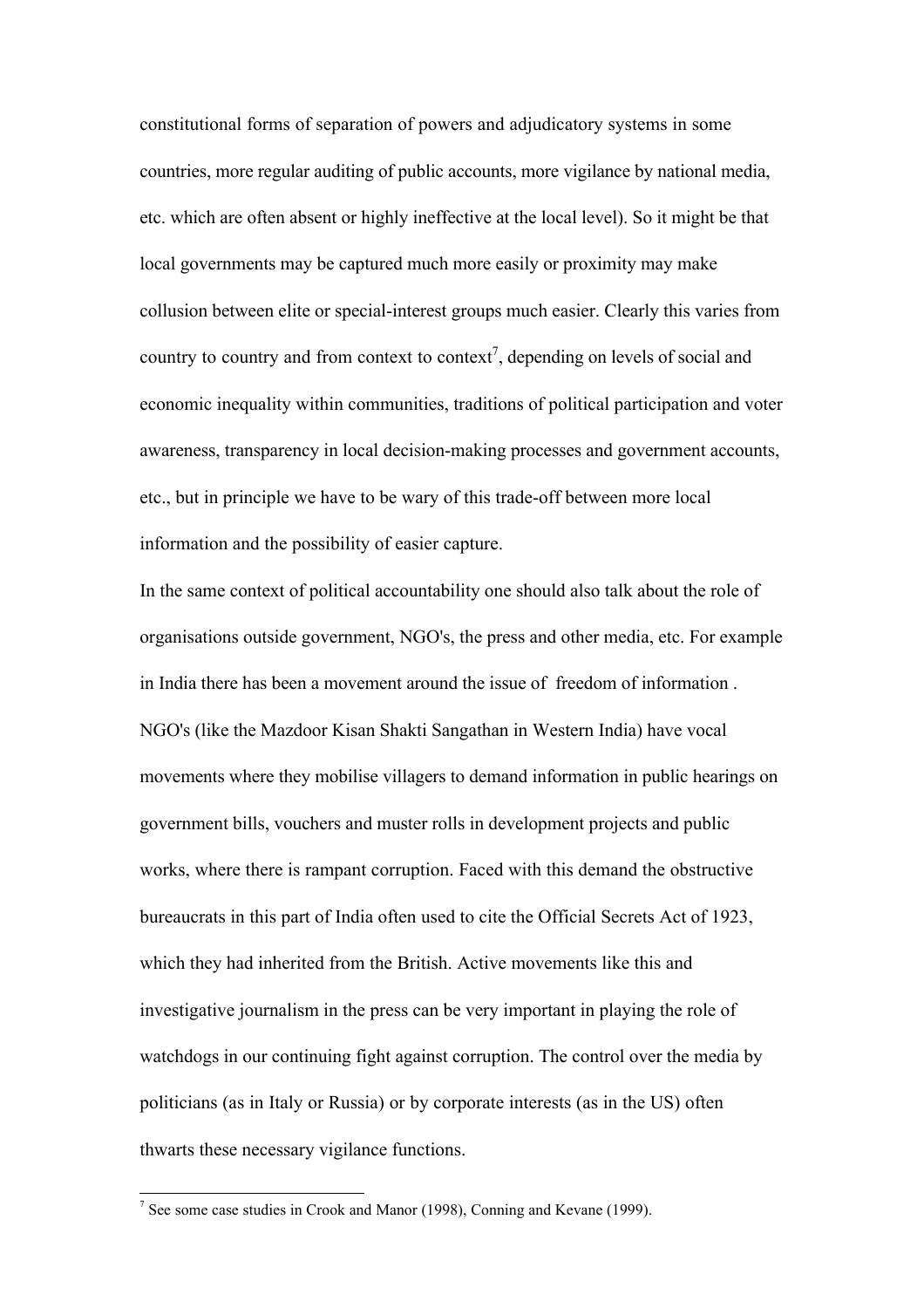constitutional forms of separation of powers and adjudicatory systems in some countries, more regular auditing of public accounts, more vigilance by national media, etc. which are often absent or highly ineffective at the local level). So it might be that local governments may be captured much more easily or proximity may make collusion between elite or special-interest groups much easier. Clearly this varies from country to country and from context to context[7], depending on levels of social and economic inequality within communities, traditions of political participation and voter awareness, transparency in local decision-making processes and government accounts, etc., but in principle we have to be wary of this trade-off between more local information and the possibility of easier capture.

In the same context of political accountability one should also talk about the role of organisations outside government, NGO's, the press and other media, etc. For example in India there has been a movement around the issue of freedom of information . NGO's (like the Mazdoor Kisan Shakti Sangathan in Western India) have vocal movements where they mobilise villagers to demand information in public hearings on government bills, vouchers and muster rolls in development projects and public works, where there is rampant corruption. Faced with this demand the obstructive bureaucrats in this part of India often used to cite the Official Secrets Act of 1923, which they had inherited from the British. Active movements like this and investigative journalism in the press can be very important in playing the role of watchdogs in our continuing fight against corruption. The control over the media by politicians (as in Italy or Russia) or by corporate interests (as in the US) often thwarts these necessary vigilance functions.

---

[7] See some case studies in Crook and Manor (1998), Conning and Kevane (1999).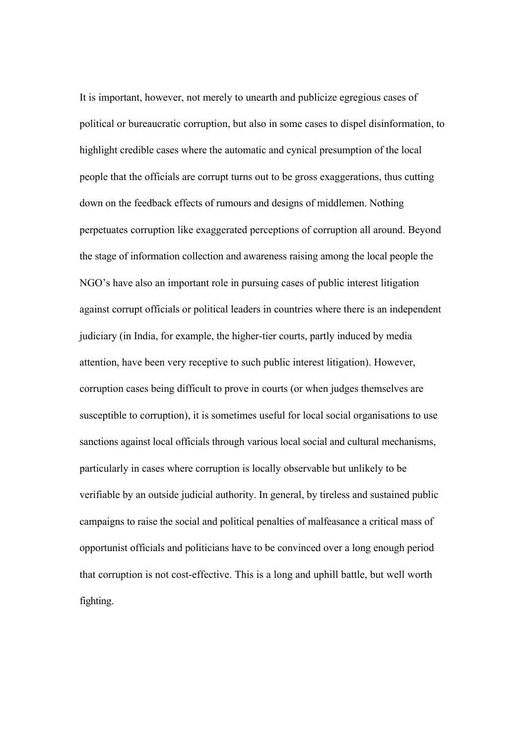It is important, however, not merely to unearth and publicize egregious cases of political or bureaucratic corruption, but also in some cases to dispel disinformation, to highlight credible cases where the automatic and cynical presumption of the local people that the officials are corrupt turns out to be gross exaggerations, thus cutting down on the feedback effects of rumours and designs of middlemen. Nothing perpetuates corruption like exaggerated perceptions of corruption all around. Beyond the stage of information collection and awareness raising among the local people the NGO's have also an important role in pursuing cases of public interest litigation against corrupt officials or political leaders in countries where there is an independent judiciary (in India, for example, the higher-tier courts, partly induced by media attention, have been very receptive to such public interest litigation). However, corruption cases being difficult to prove in courts (or when judges themselves are susceptible to corruption), it is sometimes useful for local social organisations to use sanctions against local officials through various local social and cultural mechanisms, particularly in cases where corruption is locally observable but unlikely to be verifiable by an outside judicial authority. In general, by tireless and sustained public campaigns to raise the social and political penalties of malfeasance a critical mass of opportunist officials and politicians have to be convinced over a long enough period that corruption is not cost-effective. This is a long and uphill battle, but well worth fighting.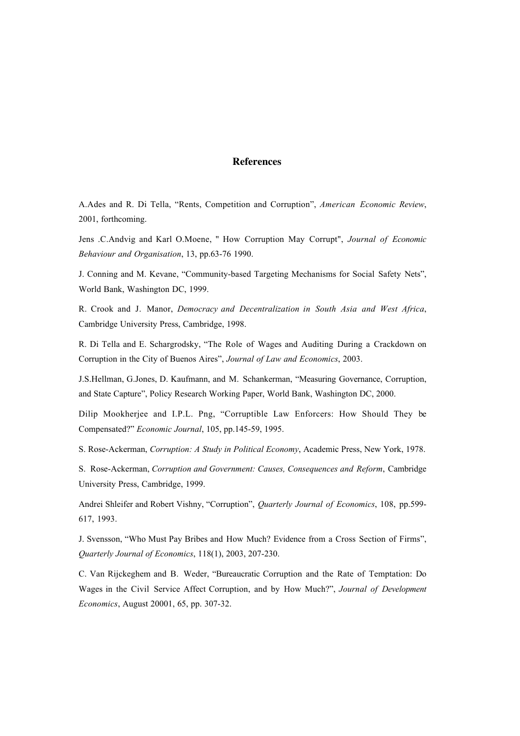## References

A.Ades and R. Di Tella, “Rents, Competition and Corruption”, *American Economic Review*, 2001, forthcoming.

Jens .C.Andvig and Karl O.Moene, " How Corruption May Corrupt", *Journal of Economic Behaviour and Organisation*, 13, pp.63-76 1990.

J. Conning and M. Kevane, “Community-based Targeting Mechanisms for Social Safety Nets”, World Bank, Washington DC, 1999.

R. Crook and J. Manor, *Democracy and Decentralization in South Asia and West Africa*, Cambridge University Press, Cambridge, 1998.

R. Di Tella and E. Schargrodsky, “The Role of Wages and Auditing During a Crackdown on Corruption in the City of Buenos Aires”, *Journal of Law and Economics*, 2003.

J.S.Hellman, G.Jones, D. Kaufmann, and M. Schankerman, “Measuring Governance, Corruption, and State Capture”, Policy Research Working Paper, World Bank, Washington DC, 2000.

Dilip Mookherjee and I.P.L. Png, “Corruptible Law Enforcers: How Should They be Compensated?” *Economic Journal*, 105, pp.145-59, 1995.

S. Rose-Ackerman, *Corruption: A Study in Political Economy*, Academic Press, New York, 1978.

S. Rose-Ackerman, *Corruption and Government: Causes, Consequences and Reform*, Cambridge University Press, Cambridge, 1999.

Andrei Shleifer and Robert Vishny, “Corruption”, *Quarterly Journal of Economics*, 108, pp.599-617, 1993.

J. Svensson, “Who Must Pay Bribes and How Much? Evidence from a Cross Section of Firms”, *Quarterly Journal of Economics*, 118(1), 2003, 207-230.

C. Van Rijckeghem and B. Weder, “Bureaucratic Corruption and the Rate of Temptation: Do Wages in the Civil Service Affect Corruption, and by How Much?”, *Journal of Development Economics*, August 20001, 65, pp. 307-32.